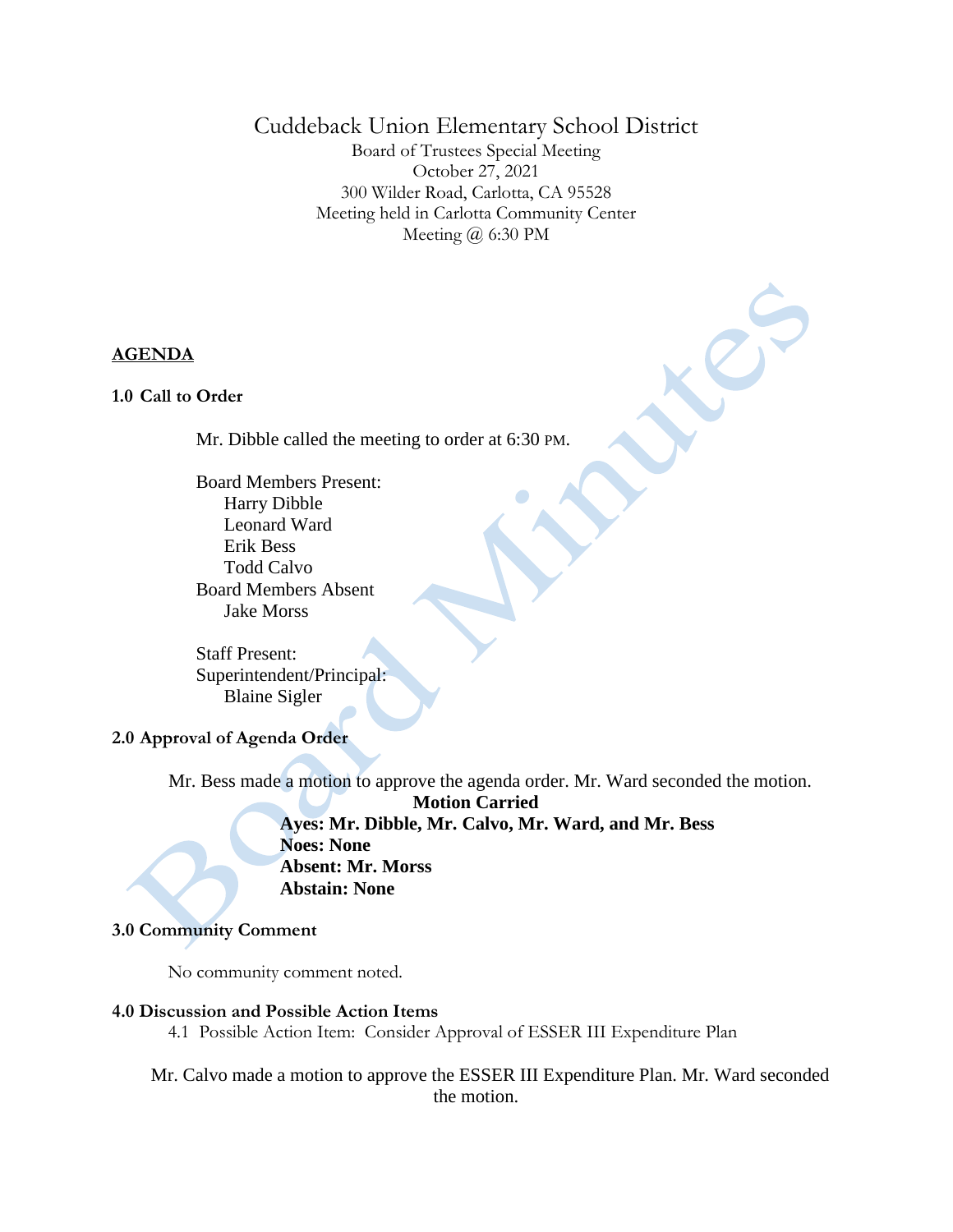# Cuddeback Union Elementary School District

Board of Trustees Special Meeting
October 27, 2021
300 Wilder Road, Carlotta, CA 95528
Meeting held in Carlotta Community Center
Meeting @ 6:30 PM

**AGENDA**

**1.0 Call to Order**

Mr. Dibble called the meeting to order at 6:30 PM.

Board Members Present:
- Harry Dibble
- Leonard Ward
- Erik Bess
- Todd Calvo

Board Members Absent
- Jake Morss

Staff Present:
Superintendent/Principal:
- Blaine Sigler

**2.0 Approval of Agenda Order**

Mr. Bess made a motion to approve the agenda order. Mr. Ward seconded the motion.

**Motion Carried**
**Ayes: Mr. Dibble, Mr. Calvo, Mr. Ward, and Mr. Bess**
**Noes: None**
**Absent: Mr. Morss**
**Abstain: None**

**3.0 Community Comment**

No community comment noted.

**4.0 Discussion and Possible Action Items**

4.1 Possible Action Item: Consider Approval of ESSER III Expenditure Plan

Mr. Calvo made a motion to approve the ESSER III Expenditure Plan. Mr. Ward seconded the motion.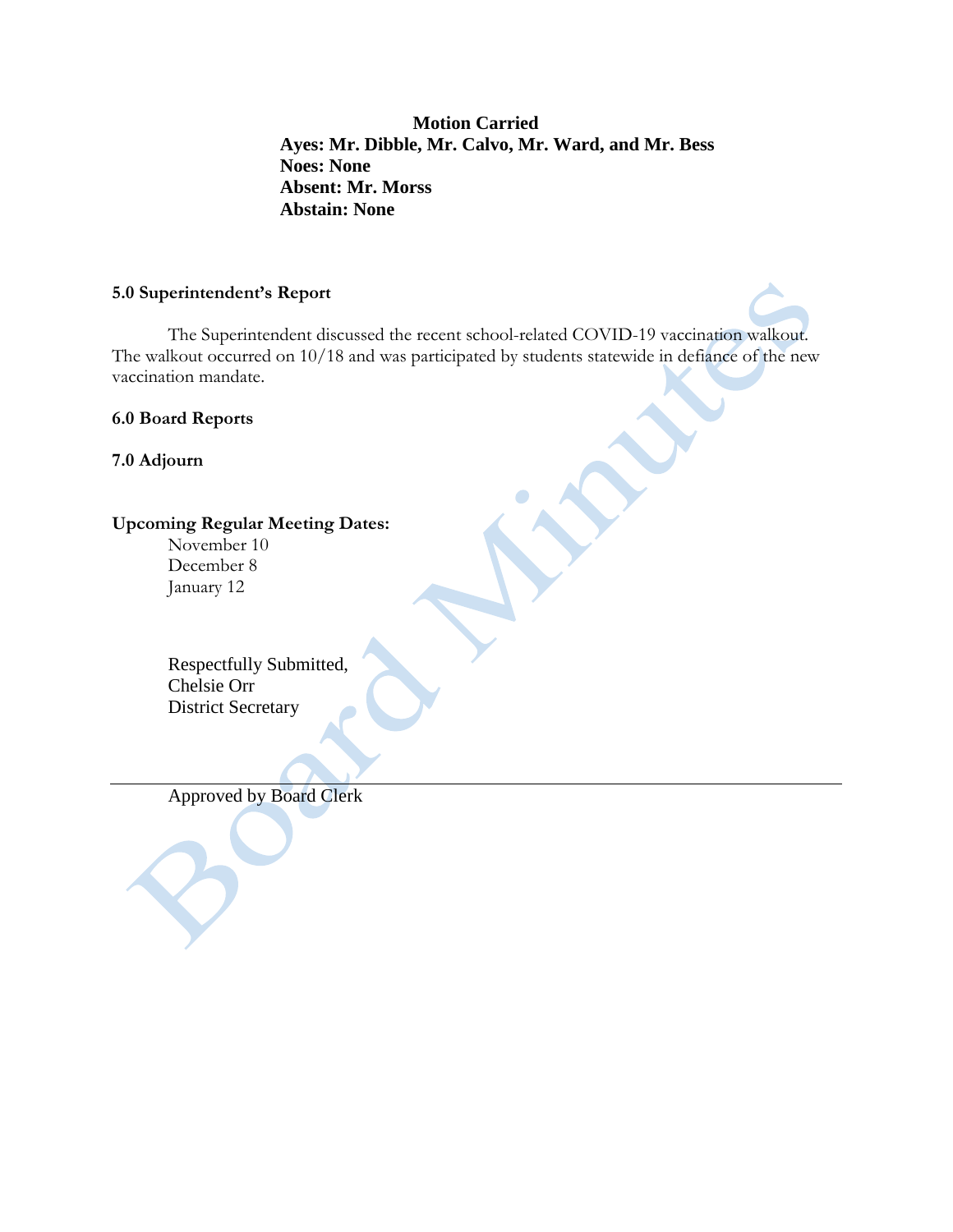**Motion Carried**
**Ayes: Mr. Dibble, Mr. Calvo, Mr. Ward, and Mr. Bess**
**Noes: None**
**Absent: Mr. Morss**
**Abstain: None**

**5.0 Superintendent's Report**

The Superintendent discussed the recent school-related COVID-19 vaccination walkout. The walkout occurred on 10/18 and was participated by students statewide in defiance of the new vaccination mandate.

**6.0 Board Reports**

**7.0 Adjourn**

**Upcoming Regular Meeting Dates:**

November 10
December 8
January 12

Respectfully Submitted,
Chelsie Orr
District Secretary

---

Approved by Board Clerk